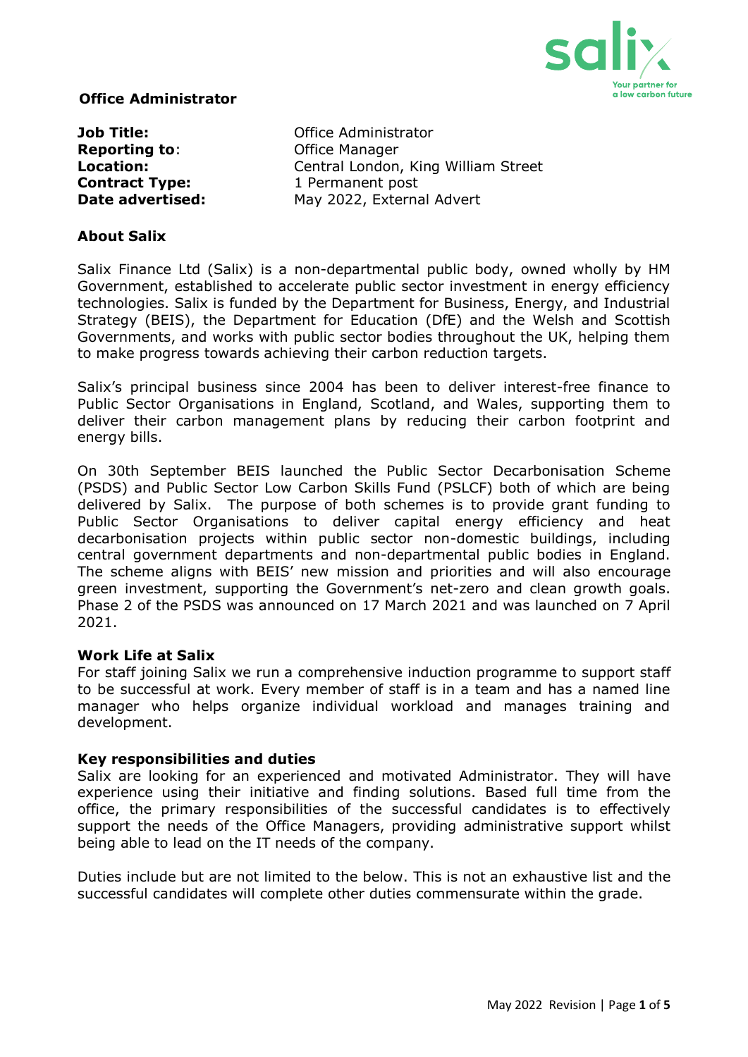**Office Administrator**

| | |
|---|---|
| **Job Title:** | Office Administrator |
| **Reporting to**: | Office Manager |
| **Location:** | Central London, King William Street |
| **Contract Type:** | 1 Permanent post |
| **Date advertised:** | May 2022, External Advert |

**About Salix**

Salix Finance Ltd (Salix) is a non-departmental public body, owned wholly by HM Government, established to accelerate public sector investment in energy efficiency technologies. Salix is funded by the Department for Business, Energy, and Industrial Strategy (BEIS), the Department for Education (DfE) and the Welsh and Scottish Governments, and works with public sector bodies throughout the UK, helping them to make progress towards achieving their carbon reduction targets.

Salix's principal business since 2004 has been to deliver interest-free finance to Public Sector Organisations in England, Scotland, and Wales, supporting them to deliver their carbon management plans by reducing their carbon footprint and energy bills.

On 30th September BEIS launched the Public Sector Decarbonisation Scheme (PSDS) and Public Sector Low Carbon Skills Fund (PSLCF) both of which are being delivered by Salix. The purpose of both schemes is to provide grant funding to Public Sector Organisations to deliver capital energy efficiency and heat decarbonisation projects within public sector non-domestic buildings, including central government departments and non-departmental public bodies in England. The scheme aligns with BEIS' new mission and priorities and will also encourage green investment, supporting the Government's net-zero and clean growth goals. Phase 2 of the PSDS was announced on 17 March 2021 and was launched on 7 April 2021.

**Work Life at Salix**

For staff joining Salix we run a comprehensive induction programme to support staff to be successful at work. Every member of staff is in a team and has a named line manager who helps organize individual workload and manages training and development.

**Key responsibilities and duties**

Salix are looking for an experienced and motivated Administrator. They will have experience using their initiative and finding solutions. Based full time from the office, the primary responsibilities of the successful candidates is to effectively support the needs of the Office Managers, providing administrative support whilst being able to lead on the IT needs of the company.

Duties include but are not limited to the below. This is not an exhaustive list and the successful candidates will complete other duties commensurate within the grade.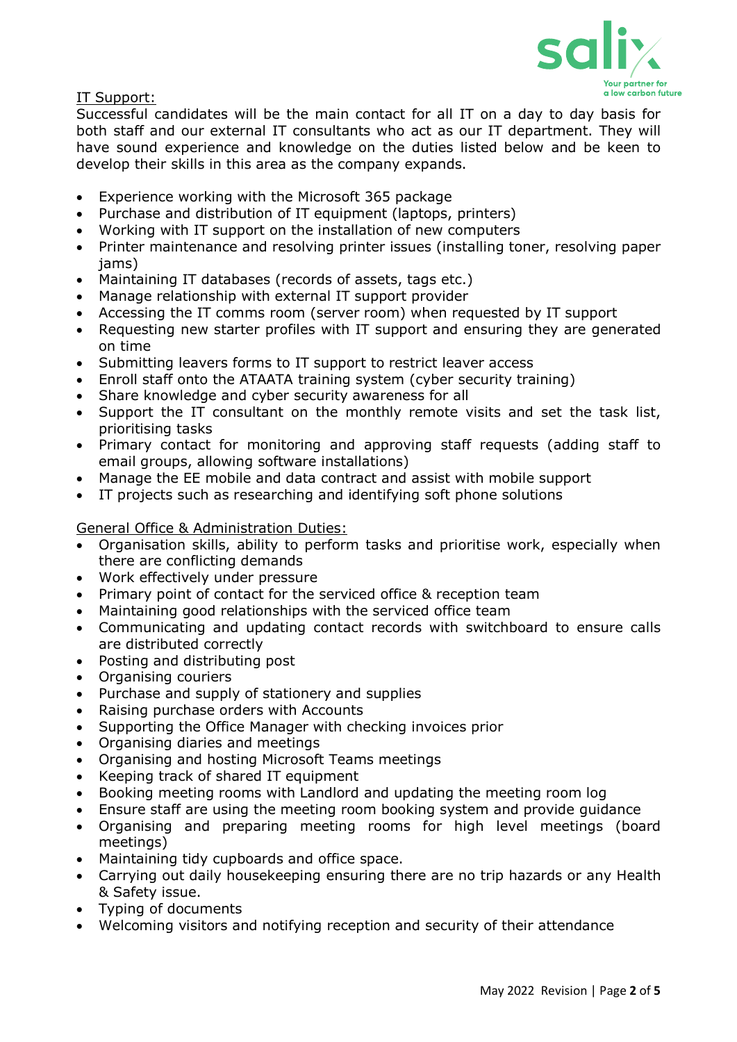IT Support:

Successful candidates will be the main contact for all IT on a day to day basis for both staff and our external IT consultants who act as our IT department. They will have sound experience and knowledge on the duties listed below and be keen to develop their skills in this area as the company expands.

- Experience working with the Microsoft 365 package
- Purchase and distribution of IT equipment (laptops, printers)
- Working with IT support on the installation of new computers
- Printer maintenance and resolving printer issues (installing toner, resolving paper jams)
- Maintaining IT databases (records of assets, tags etc.)
- Manage relationship with external IT support provider
- Accessing the IT comms room (server room) when requested by IT support
- Requesting new starter profiles with IT support and ensuring they are generated on time
- Submitting leavers forms to IT support to restrict leaver access
- Enroll staff onto the ATAATA training system (cyber security training)
- Share knowledge and cyber security awareness for all
- Support the IT consultant on the monthly remote visits and set the task list, prioritising tasks
- Primary contact for monitoring and approving staff requests (adding staff to email groups, allowing software installations)
- Manage the EE mobile and data contract and assist with mobile support
- IT projects such as researching and identifying soft phone solutions

General Office & Administration Duties:

- Organisation skills, ability to perform tasks and prioritise work, especially when there are conflicting demands
- Work effectively under pressure
- Primary point of contact for the serviced office & reception team
- Maintaining good relationships with the serviced office team
- Communicating and updating contact records with switchboard to ensure calls are distributed correctly
- Posting and distributing post
- Organising couriers
- Purchase and supply of stationery and supplies
- Raising purchase orders with Accounts
- Supporting the Office Manager with checking invoices prior
- Organising diaries and meetings
- Organising and hosting Microsoft Teams meetings
- Keeping track of shared IT equipment
- Booking meeting rooms with Landlord and updating the meeting room log
- Ensure staff are using the meeting room booking system and provide guidance
- Organising and preparing meeting rooms for high level meetings (board meetings)
- Maintaining tidy cupboards and office space.
- Carrying out daily housekeeping ensuring there are no trip hazards or any Health & Safety issue.
- Typing of documents
- Welcoming visitors and notifying reception and security of their attendance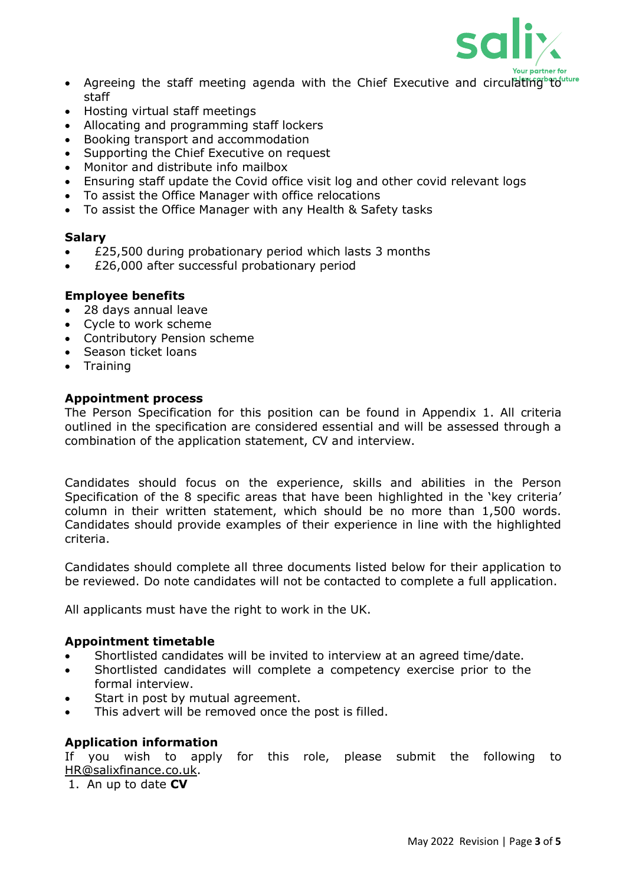- Agreeing the staff meeting agenda with the Chief Executive and circulating to staff
- Hosting virtual staff meetings
- Allocating and programming staff lockers
- Booking transport and accommodation
- Supporting the Chief Executive on request
- Monitor and distribute info mailbox
- Ensuring staff update the Covid office visit log and other covid relevant logs
- To assist the Office Manager with office relocations
- To assist the Office Manager with any Health & Safety tasks

**Salary**

- £25,500 during probationary period which lasts 3 months
- £26,000 after successful probationary period

**Employee benefits**

- 28 days annual leave
- Cycle to work scheme
- Contributory Pension scheme
- Season ticket loans
- Training

**Appointment process**

The Person Specification for this position can be found in Appendix 1. All criteria outlined in the specification are considered essential and will be assessed through a combination of the application statement, CV and interview.

Candidates should focus on the experience, skills and abilities in the Person Specification of the 8 specific areas that have been highlighted in the 'key criteria' column in their written statement, which should be no more than 1,500 words. Candidates should provide examples of their experience in line with the highlighted criteria.

Candidates should complete all three documents listed below for their application to be reviewed. Do note candidates will not be contacted to complete a full application.

All applicants must have the right to work in the UK.

**Appointment timetable**

- Shortlisted candidates will be invited to interview at an agreed time/date.
- Shortlisted candidates will complete a competency exercise prior to the formal interview.
- Start in post by mutual agreement.
- This advert will be removed once the post is filled.

**Application information**

If you wish to apply for this role, please submit the following to HR@salixfinance.co.uk.

1. An up to date **CV**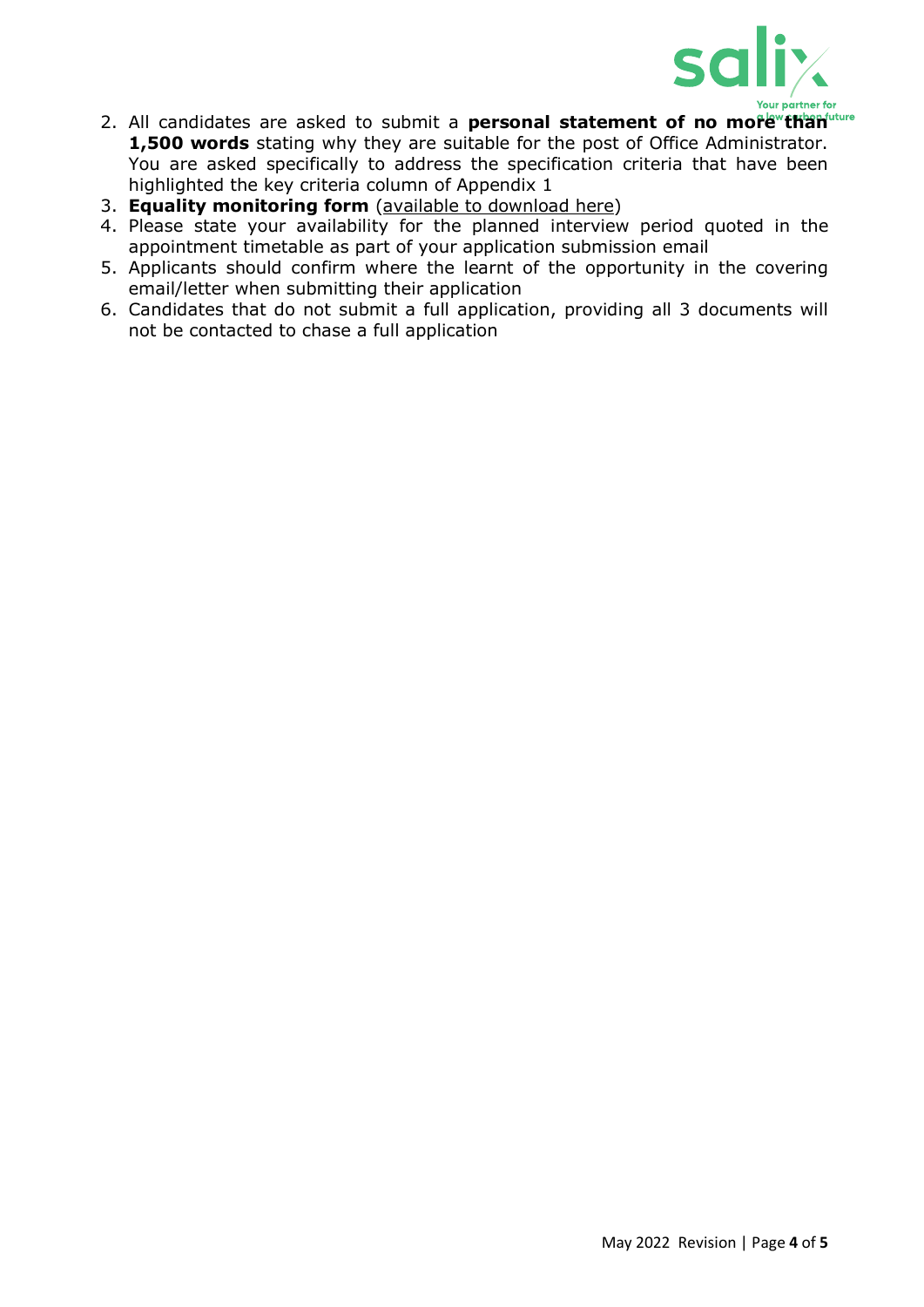2. All candidates are asked to submit a **personal statement of no more than 1,500 words** stating why they are suitable for the post of Office Administrator. You are asked specifically to address the specification criteria that have been highlighted the key criteria column of Appendix 1
3. **Equality monitoring form** (available to download here)
4. Please state your availability for the planned interview period quoted in the appointment timetable as part of your application submission email
5. Applicants should confirm where the learnt of the opportunity in the covering email/letter when submitting their application
6. Candidates that do not submit a full application, providing all 3 documents will not be contacted to chase a full application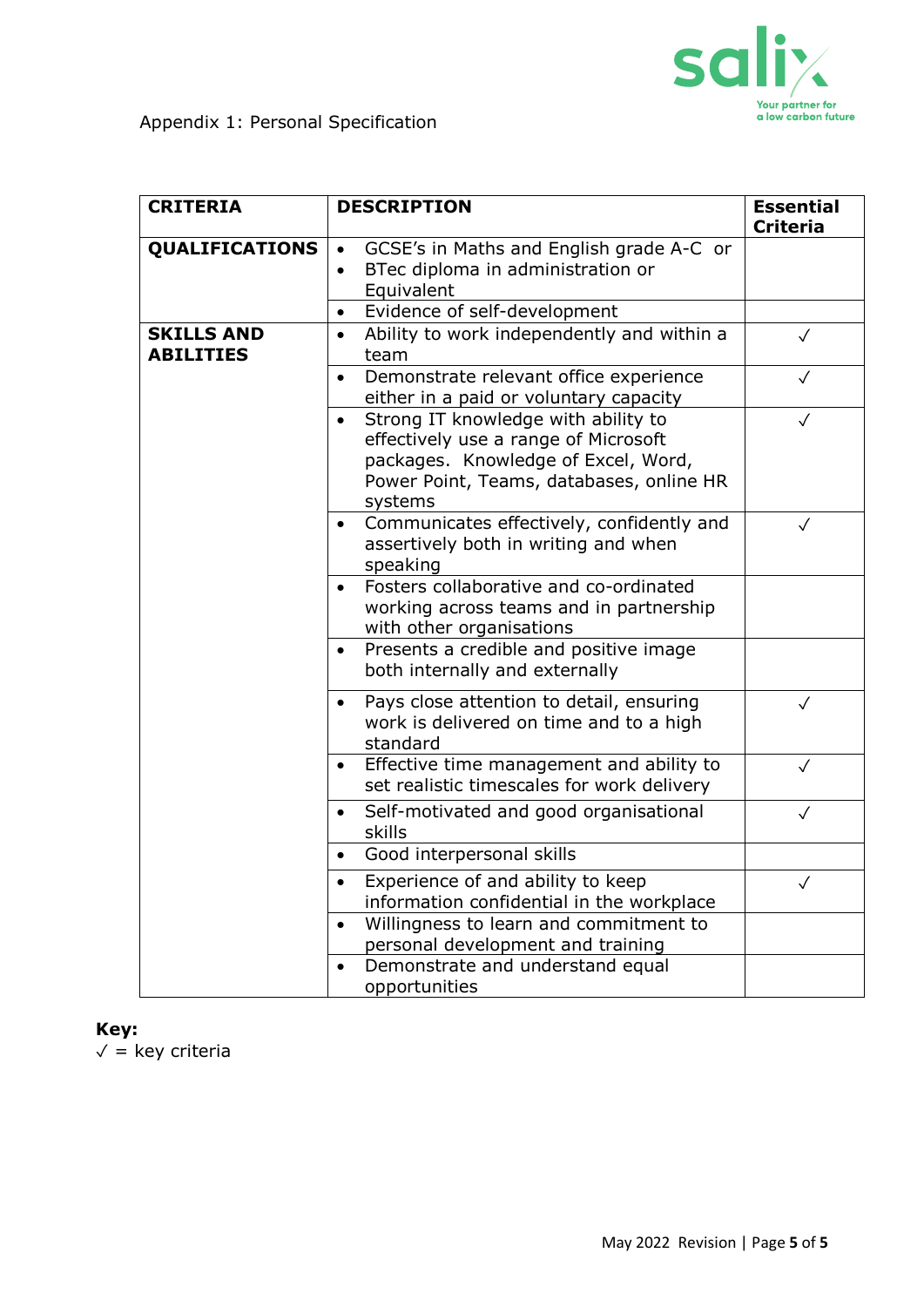Appendix 1: Personal Specification

| CRITERIA | DESCRIPTION | Essential Criteria |
| --- | --- | --- |
| **QUALIFICATIONS** | • GCSE's in Maths and English grade A-C or<br>• BTec diploma in administration or Equivalent | |
| | • Evidence of self-development | |
| **SKILLS AND ABILITIES** | • Ability to work independently and within a team | ✓ |
| | • Demonstrate relevant office experience either in a paid or voluntary capacity | ✓ |
| | • Strong IT knowledge with ability to effectively use a range of Microsoft packages. Knowledge of Excel, Word, Power Point, Teams, databases, online HR systems | ✓ |
| | • Communicates effectively, confidently and assertively both in writing and when speaking | ✓ |
| | • Fosters collaborative and co-ordinated working across teams and in partnership with other organisations | |
| | • Presents a credible and positive image both internally and externally | |
| | • Pays close attention to detail, ensuring work is delivered on time and to a high standard | ✓ |
| | • Effective time management and ability to set realistic timescales for work delivery | ✓ |
| | • Self-motivated and good organisational skills | ✓ |
| | • Good interpersonal skills | |
| | • Experience of and ability to keep information confidential in the workplace | ✓ |
| | • Willingness to learn and commitment to personal development and training | |
| | • Demonstrate and understand equal opportunities | |

**Key:**
✓ = key criteria